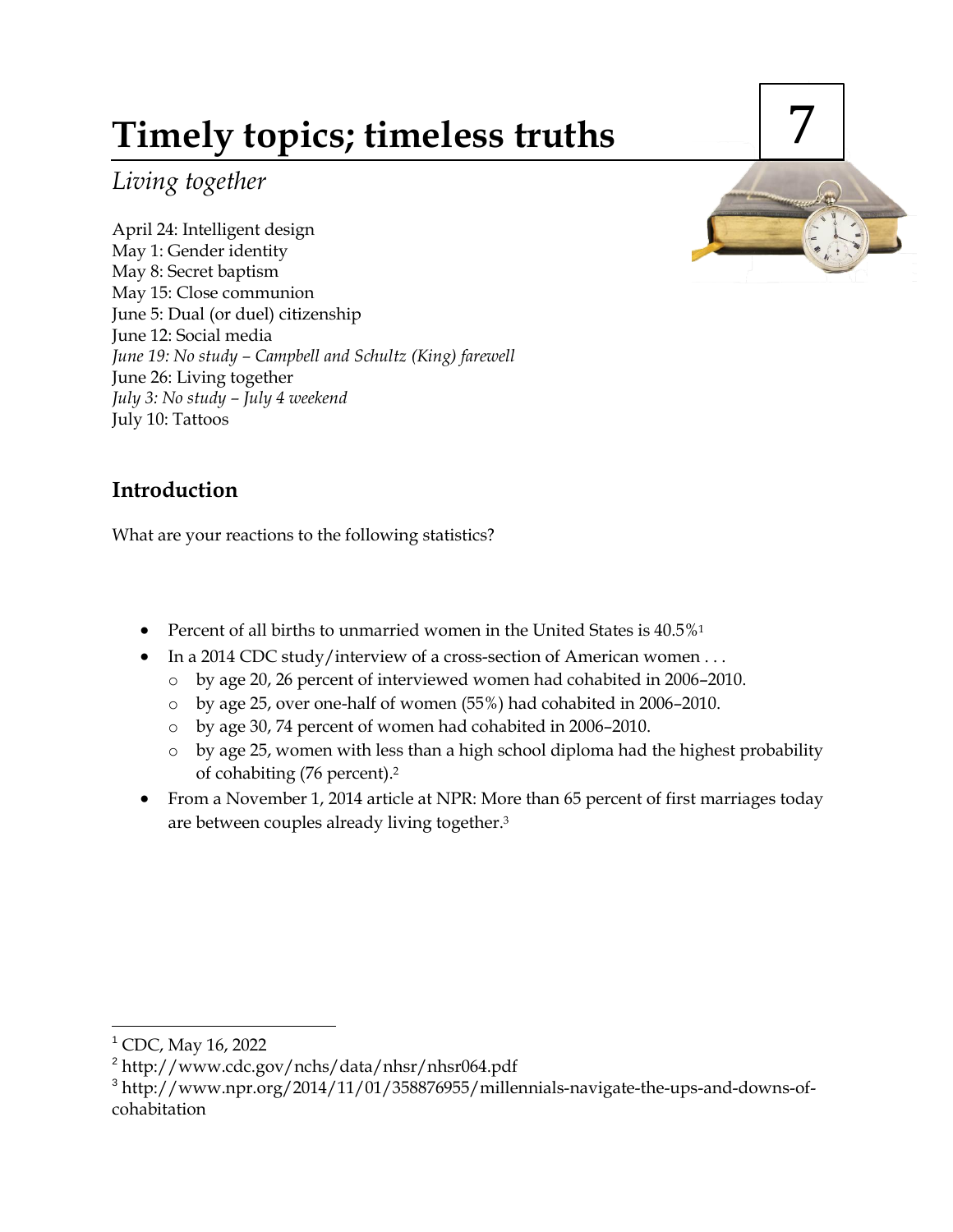# Timely topics; timeless truths

7

*Living together*

April 24: Intelligent design
May 1: Gender identity
May 8: Secret baptism
May 15: Close communion
June 5: Dual (or duel) citizenship
June 12: Social media
*June 19: No study – Campbell and Schultz (King) farewell*
June 26: Living together
*July 3: No study – July 4 weekend*
July 10: Tattoos

## Introduction

What are your reactions to the following statistics?

- Percent of all births to unmarried women in the United States is 40.5%[1]
- In a 2014 CDC study/interview of a cross-section of American women . . .
  - by age 20, 26 percent of interviewed women had cohabited in 2006–2010.
  - by age 25, over one-half of women (55%) had cohabited in 2006–2010.
  - by age 30, 74 percent of women had cohabited in 2006–2010.
  - by age 25, women with less than a high school diploma had the highest probability of cohabiting (76 percent).[2]
- From a November 1, 2014 article at NPR: More than 65 percent of first marriages today are between couples already living together.[3]

---

[1] CDC, May 16, 2022
[2] http://www.cdc.gov/nchs/data/nhsr/nhsr064.pdf
[3] http://www.npr.org/2014/11/01/358876955/millennials-navigate-the-ups-and-downs-of-cohabitation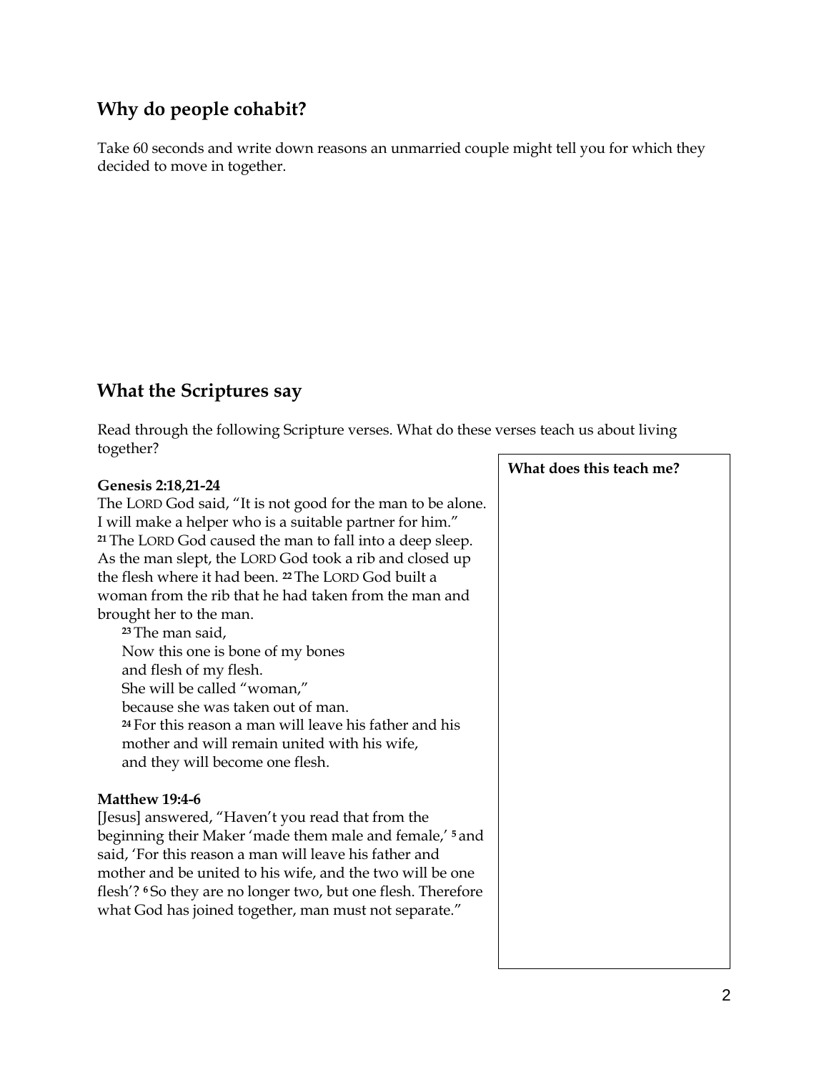## Why do people cohabit?

Take 60 seconds and write down reasons an unmarried couple might tell you for which they decided to move in together.

## What the Scriptures say

Read through the following Scripture verses. What do these verses teach us about living together?

**What does this teach me?**

**Genesis 2:18,21-24**

The LORD God said, "It is not good for the man to be alone. I will make a helper who is a suitable partner for him." [21] The LORD God caused the man to fall into a deep sleep. As the man slept, the LORD God took a rib and closed up the flesh where it had been. [22] The LORD God built a woman from the rib that he had taken from the man and brought her to the man.

[23] The man said,
Now this one is bone of my bones
and flesh of my flesh.
She will be called "woman,"
because she was taken out of man.
[24] For this reason a man will leave his father and his mother and will remain united with his wife,
and they will become one flesh.

**Matthew 19:4-6**

[Jesus] answered, "Haven't you read that from the beginning their Maker 'made them male and female,' [5] and said, 'For this reason a man will leave his father and mother and be united to his wife, and the two will be one flesh'? [6] So they are no longer two, but one flesh. Therefore what God has joined together, man must not separate."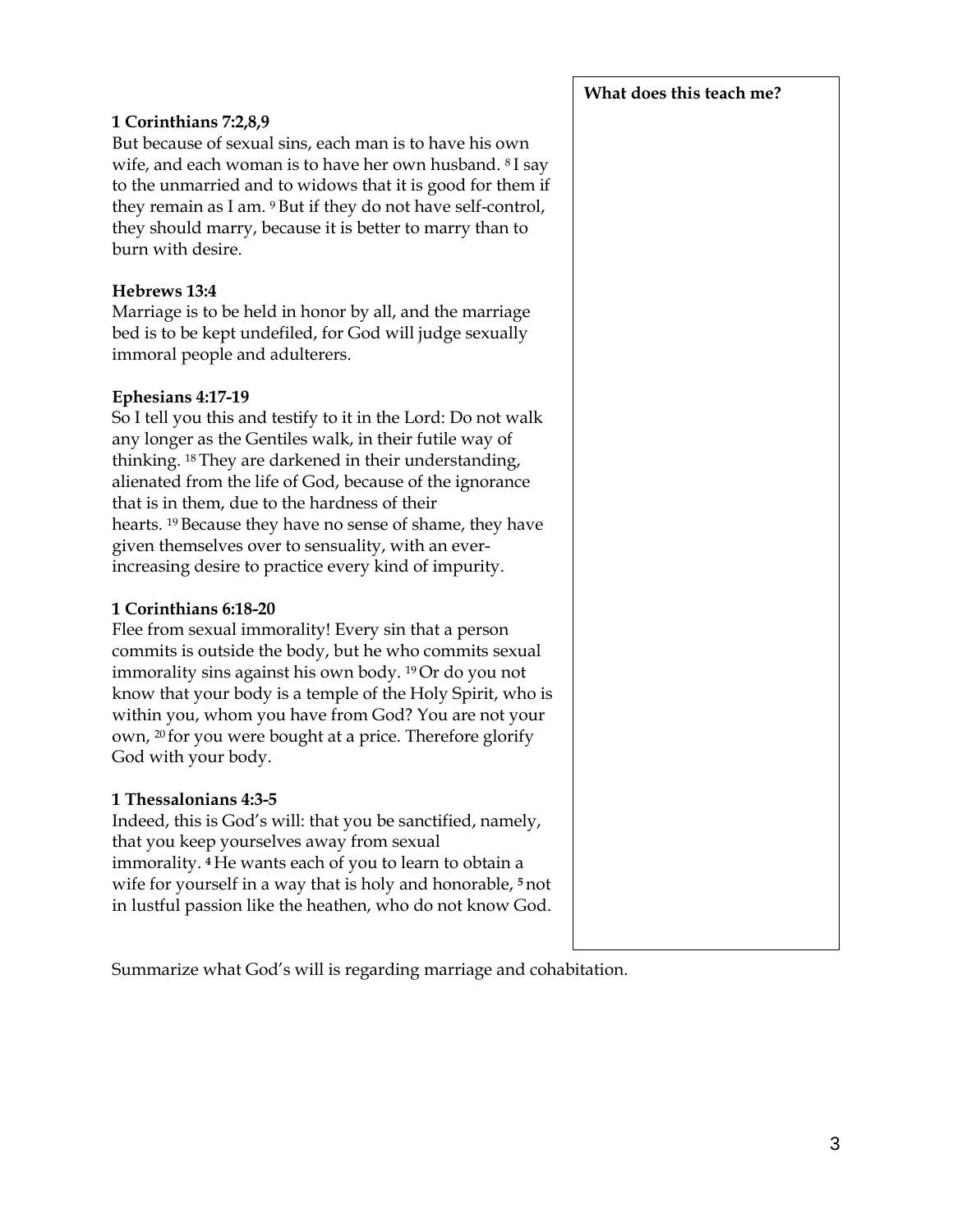**1 Corinthians 7:2,8,9**

But because of sexual sins, each man is to have his own wife, and each woman is to have her own husband. [8] I say to the unmarried and to widows that it is good for them if they remain as I am. [9] But if they do not have self-control, they should marry, because it is better to marry than to burn with desire.

**Hebrews 13:4**

Marriage is to be held in honor by all, and the marriage bed is to be kept undefiled, for God will judge sexually immoral people and adulterers.

**Ephesians 4:17-19**

So I tell you this and testify to it in the Lord: Do not walk any longer as the Gentiles walk, in their futile way of thinking. [18] They are darkened in their understanding, alienated from the life of God, because of the ignorance that is in them, due to the hardness of their hearts. [19] Because they have no sense of shame, they have given themselves over to sensuality, with an ever-increasing desire to practice every kind of impurity.

**1 Corinthians 6:18-20**

Flee from sexual immorality! Every sin that a person commits is outside the body, but he who commits sexual immorality sins against his own body. [19] Or do you not know that your body is a temple of the Holy Spirit, who is within you, whom you have from God? You are not your own, [20] for you were bought at a price. Therefore glorify God with your body.

**1 Thessalonians 4:3-5**

Indeed, this is God's will: that you be sanctified, namely, that you keep yourselves away from sexual immorality. [4] He wants each of you to learn to obtain a wife for yourself in a way that is holy and honorable, [5] not in lustful passion like the heathen, who do not know God.

**What does this teach me?**

Summarize what God's will is regarding marriage and cohabitation.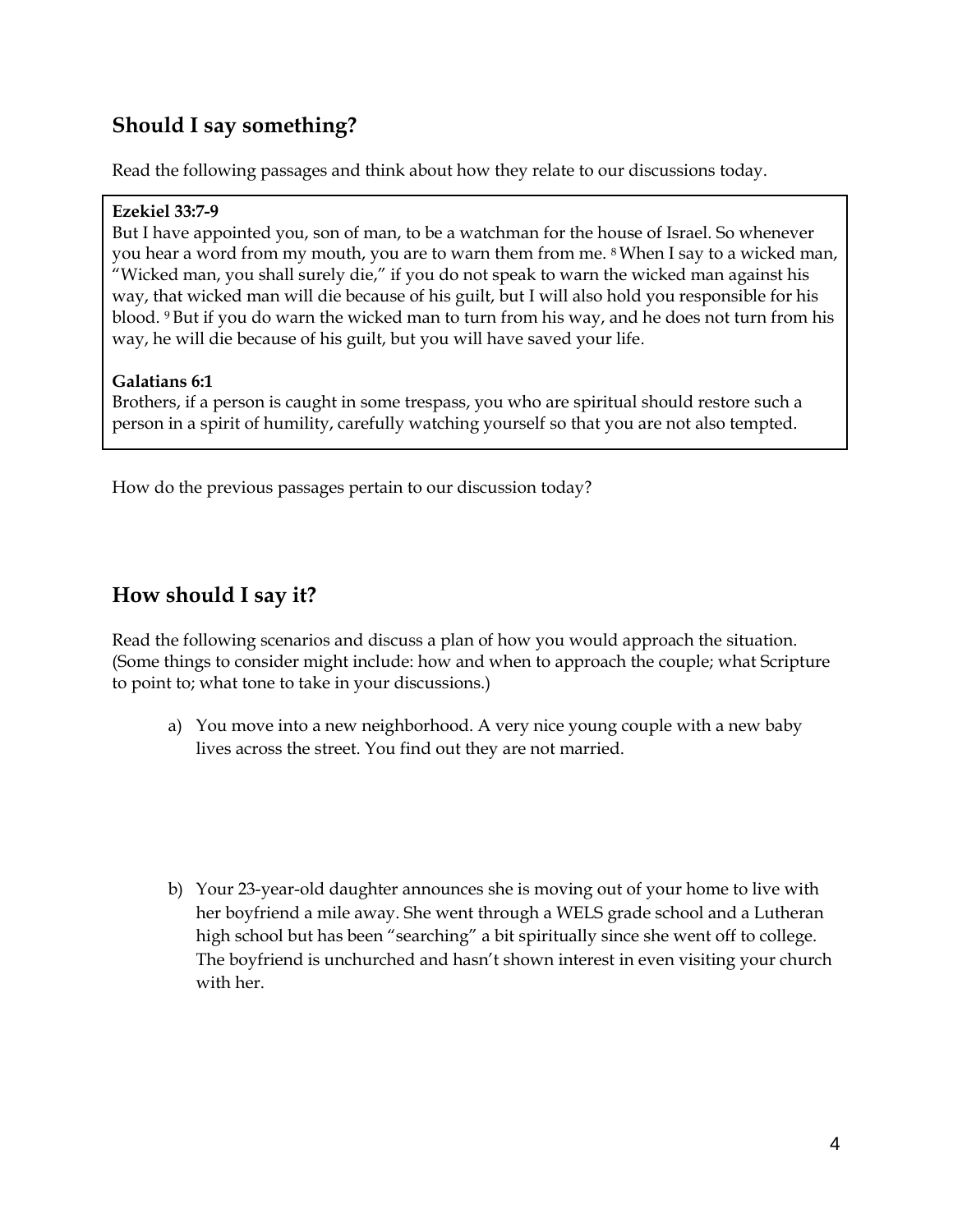## Should I say something?

Read the following passages and think about how they relate to our discussions today.

> **Ezekiel 33:7-9**
> But I have appointed you, son of man, to be a watchman for the house of Israel. So whenever you hear a word from my mouth, you are to warn them from me. [8] When I say to a wicked man, "Wicked man, you shall surely die," if you do not speak to warn the wicked man against his way, that wicked man will die because of his guilt, but I will also hold you responsible for his blood. [9] But if you do warn the wicked man to turn from his way, and he does not turn from his way, he will die because of his guilt, but you will have saved your life.
>
> **Galatians 6:1**
> Brothers, if a person is caught in some trespass, you who are spiritual should restore such a person in a spirit of humility, carefully watching yourself so that you are not also tempted.

How do the previous passages pertain to our discussion today?

## How should I say it?

Read the following scenarios and discuss a plan of how you would approach the situation. (Some things to consider might include: how and when to approach the couple; what Scripture to point to; what tone to take in your discussions.)

a) You move into a new neighborhood. A very nice young couple with a new baby lives across the street. You find out they are not married.

b) Your 23-year-old daughter announces she is moving out of your home to live with her boyfriend a mile away. She went through a WELS grade school and a Lutheran high school but has been "searching" a bit spiritually since she went off to college. The boyfriend is unchurched and hasn't shown interest in even visiting your church with her.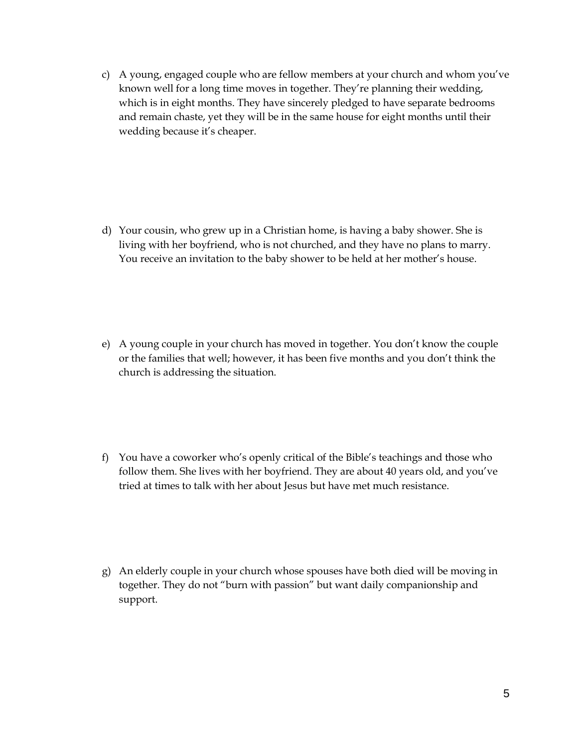c) A young, engaged couple who are fellow members at your church and whom you've known well for a long time moves in together. They're planning their wedding, which is in eight months. They have sincerely pledged to have separate bedrooms and remain chaste, yet they will be in the same house for eight months until their wedding because it's cheaper.

d) Your cousin, who grew up in a Christian home, is having a baby shower. She is living with her boyfriend, who is not churched, and they have no plans to marry. You receive an invitation to the baby shower to be held at her mother's house.

e) A young couple in your church has moved in together. You don't know the couple or the families that well; however, it has been five months and you don't think the church is addressing the situation.

f) You have a coworker who's openly critical of the Bible's teachings and those who follow them. She lives with her boyfriend. They are about 40 years old, and you've tried at times to talk with her about Jesus but have met much resistance.

g) An elderly couple in your church whose spouses have both died will be moving in together. They do not "burn with passion" but want daily companionship and support.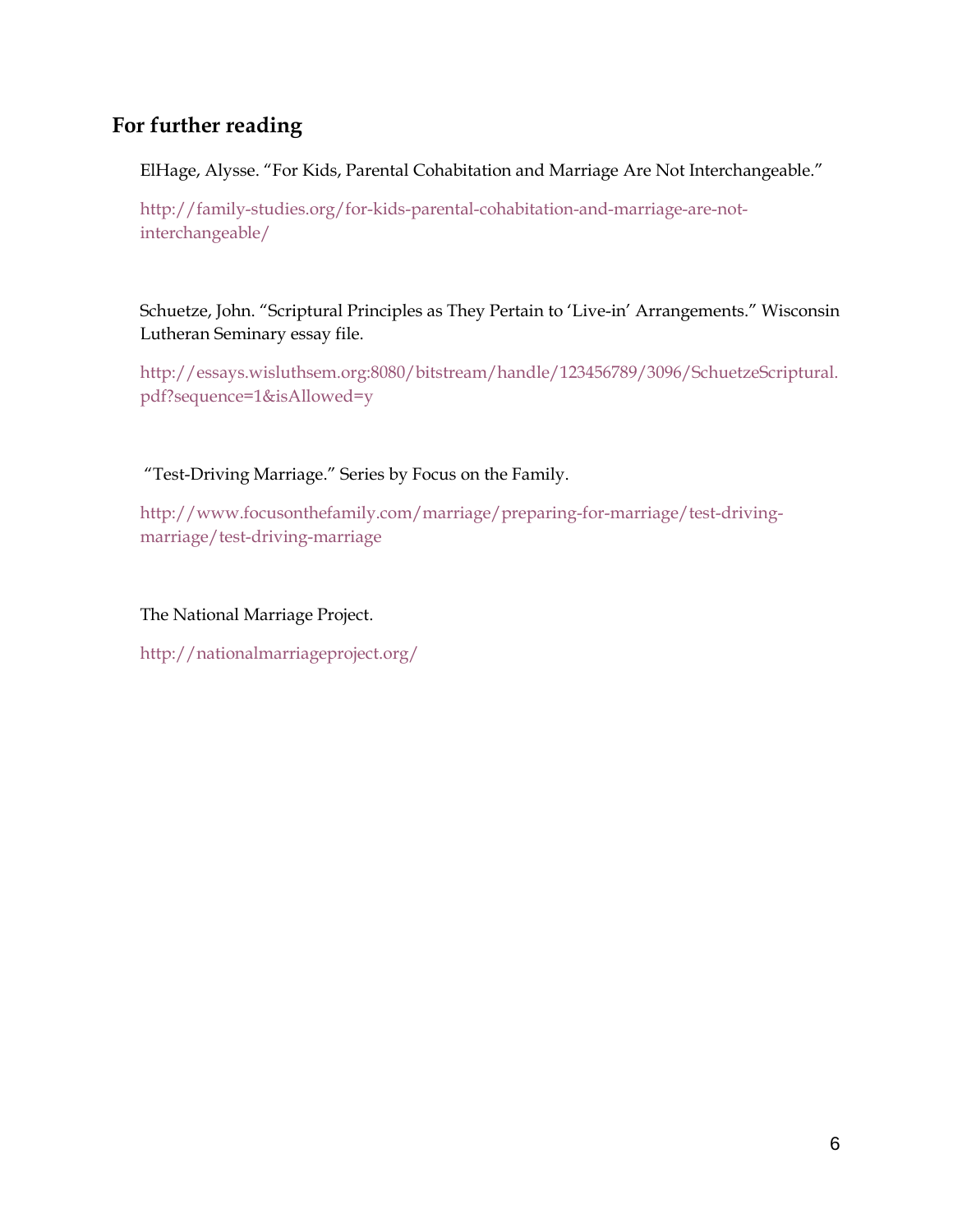## For further reading

ElHage, Alysse. "For Kids, Parental Cohabitation and Marriage Are Not Interchangeable."

http://family-studies.org/for-kids-parental-cohabitation-and-marriage-are-not-interchangeable/

Schuetze, John. "Scriptural Principles as They Pertain to 'Live-in' Arrangements." Wisconsin Lutheran Seminary essay file.

http://essays.wisluthsem.org:8080/bitstream/handle/123456789/3096/SchuetzeScriptural.pdf?sequence=1&isAllowed=y

"Test-Driving Marriage." Series by Focus on the Family.

http://www.focusonthefamily.com/marriage/preparing-for-marriage/test-driving-marriage/test-driving-marriage

The National Marriage Project.

http://nationalmarriageproject.org/